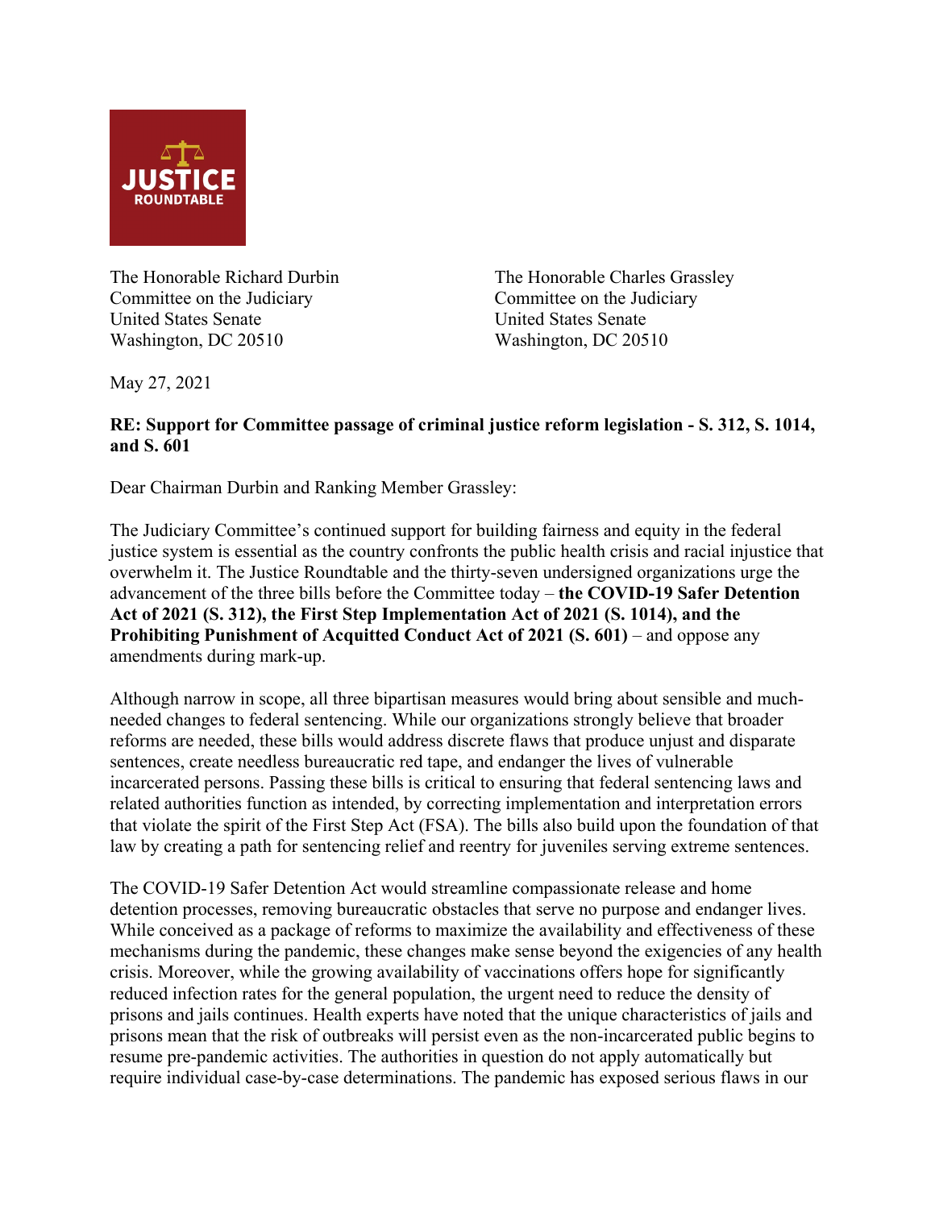JUSTICE ROUNDTABLE

The Honorable Richard Durbin
Committee on the Judiciary
United States Senate
Washington, DC 20510

The Honorable Charles Grassley
Committee on the Judiciary
United States Senate
Washington, DC 20510

May 27, 2021

**RE: Support for Committee passage of criminal justice reform legislation - S. 312, S. 1014, and S. 601**

Dear Chairman Durbin and Ranking Member Grassley:

The Judiciary Committee's continued support for building fairness and equity in the federal justice system is essential as the country confronts the public health crisis and racial injustice that overwhelm it. The Justice Roundtable and the thirty-seven undersigned organizations urge the advancement of the three bills before the Committee today – **the COVID-19 Safer Detention Act of 2021 (S. 312), the First Step Implementation Act of 2021 (S. 1014), and the Prohibiting Punishment of Acquitted Conduct Act of 2021 (S. 601)** – and oppose any amendments during mark-up.

Although narrow in scope, all three bipartisan measures would bring about sensible and much-needed changes to federal sentencing. While our organizations strongly believe that broader reforms are needed, these bills would address discrete flaws that produce unjust and disparate sentences, create needless bureaucratic red tape, and endanger the lives of vulnerable incarcerated persons. Passing these bills is critical to ensuring that federal sentencing laws and related authorities function as intended, by correcting implementation and interpretation errors that violate the spirit of the First Step Act (FSA). The bills also build upon the foundation of that law by creating a path for sentencing relief and reentry for juveniles serving extreme sentences.

The COVID-19 Safer Detention Act would streamline compassionate release and home detention processes, removing bureaucratic obstacles that serve no purpose and endanger lives. While conceived as a package of reforms to maximize the availability and effectiveness of these mechanisms during the pandemic, these changes make sense beyond the exigencies of any health crisis. Moreover, while the growing availability of vaccinations offers hope for significantly reduced infection rates for the general population, the urgent need to reduce the density of prisons and jails continues. Health experts have noted that the unique characteristics of jails and prisons mean that the risk of outbreaks will persist even as the non-incarcerated public begins to resume pre-pandemic activities. The authorities in question do not apply automatically but require individual case-by-case determinations. The pandemic has exposed serious flaws in our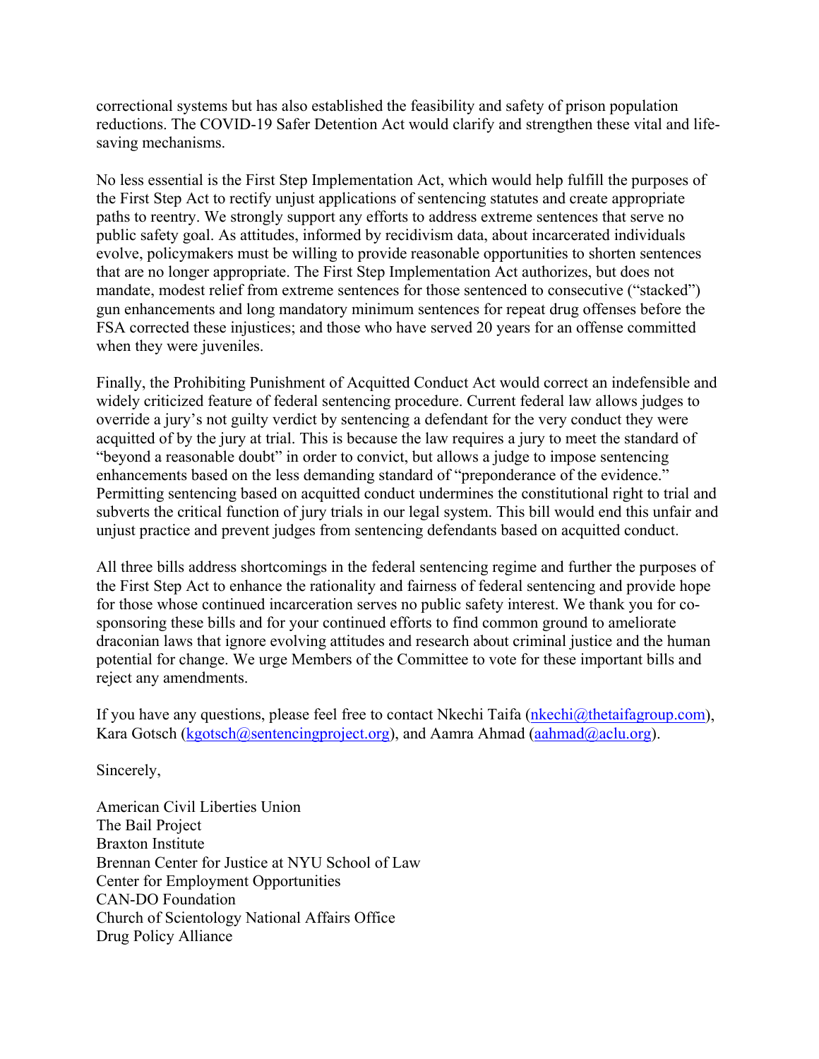correctional systems but has also established the feasibility and safety of prison population reductions. The COVID-19 Safer Detention Act would clarify and strengthen these vital and life-saving mechanisms.

No less essential is the First Step Implementation Act, which would help fulfill the purposes of the First Step Act to rectify unjust applications of sentencing statutes and create appropriate paths to reentry. We strongly support any efforts to address extreme sentences that serve no public safety goal. As attitudes, informed by recidivism data, about incarcerated individuals evolve, policymakers must be willing to provide reasonable opportunities to shorten sentences that are no longer appropriate. The First Step Implementation Act authorizes, but does not mandate, modest relief from extreme sentences for those sentenced to consecutive ("stacked") gun enhancements and long mandatory minimum sentences for repeat drug offenses before the FSA corrected these injustices; and those who have served 20 years for an offense committed when they were juveniles.

Finally, the Prohibiting Punishment of Acquitted Conduct Act would correct an indefensible and widely criticized feature of federal sentencing procedure. Current federal law allows judges to override a jury's not guilty verdict by sentencing a defendant for the very conduct they were acquitted of by the jury at trial. This is because the law requires a jury to meet the standard of "beyond a reasonable doubt" in order to convict, but allows a judge to impose sentencing enhancements based on the less demanding standard of "preponderance of the evidence." Permitting sentencing based on acquitted conduct undermines the constitutional right to trial and subverts the critical function of jury trials in our legal system. This bill would end this unfair and unjust practice and prevent judges from sentencing defendants based on acquitted conduct.

All three bills address shortcomings in the federal sentencing regime and further the purposes of the First Step Act to enhance the rationality and fairness of federal sentencing and provide hope for those whose continued incarceration serves no public safety interest. We thank you for co-sponsoring these bills and for your continued efforts to find common ground to ameliorate draconian laws that ignore evolving attitudes and research about criminal justice and the human potential for change. We urge Members of the Committee to vote for these important bills and reject any amendments.

If you have any questions, please feel free to contact Nkechi Taifa (nkechi@thetaifagroup.com), Kara Gotsch (kgotsch@sentencingproject.org), and Aamra Ahmad (aahmad@aclu.org).

Sincerely,

American Civil Liberties Union
The Bail Project
Braxton Institute
Brennan Center for Justice at NYU School of Law
Center for Employment Opportunities
CAN-DO Foundation
Church of Scientology National Affairs Office
Drug Policy Alliance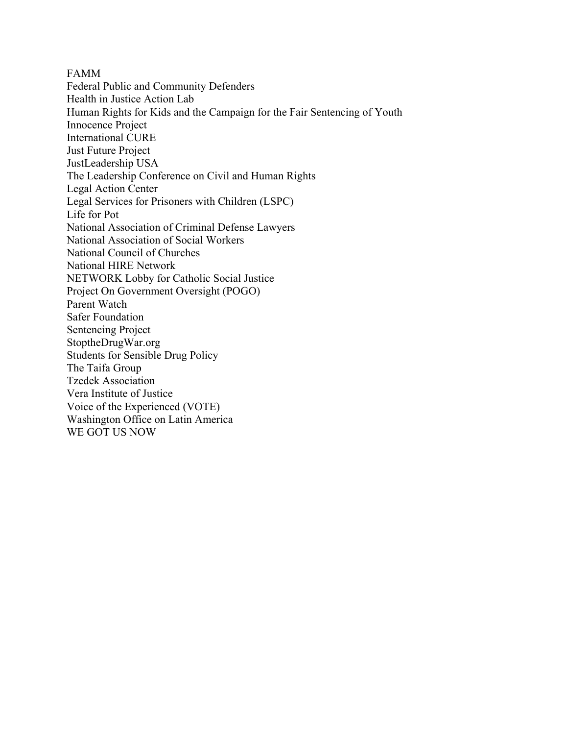FAMM
Federal Public and Community Defenders
Health in Justice Action Lab
Human Rights for Kids and the Campaign for the Fair Sentencing of Youth
Innocence Project
International CURE
Just Future Project
JustLeadership USA
The Leadership Conference on Civil and Human Rights
Legal Action Center
Legal Services for Prisoners with Children (LSPC)
Life for Pot
National Association of Criminal Defense Lawyers
National Association of Social Workers
National Council of Churches
National HIRE Network
NETWORK Lobby for Catholic Social Justice
Project On Government Oversight (POGO)
Parent Watch
Safer Foundation
Sentencing Project
StoptheDrugWar.org
Students for Sensible Drug Policy
The Taifa Group
Tzedek Association
Vera Institute of Justice
Voice of the Experienced (VOTE)
Washington Office on Latin America
WE GOT US NOW